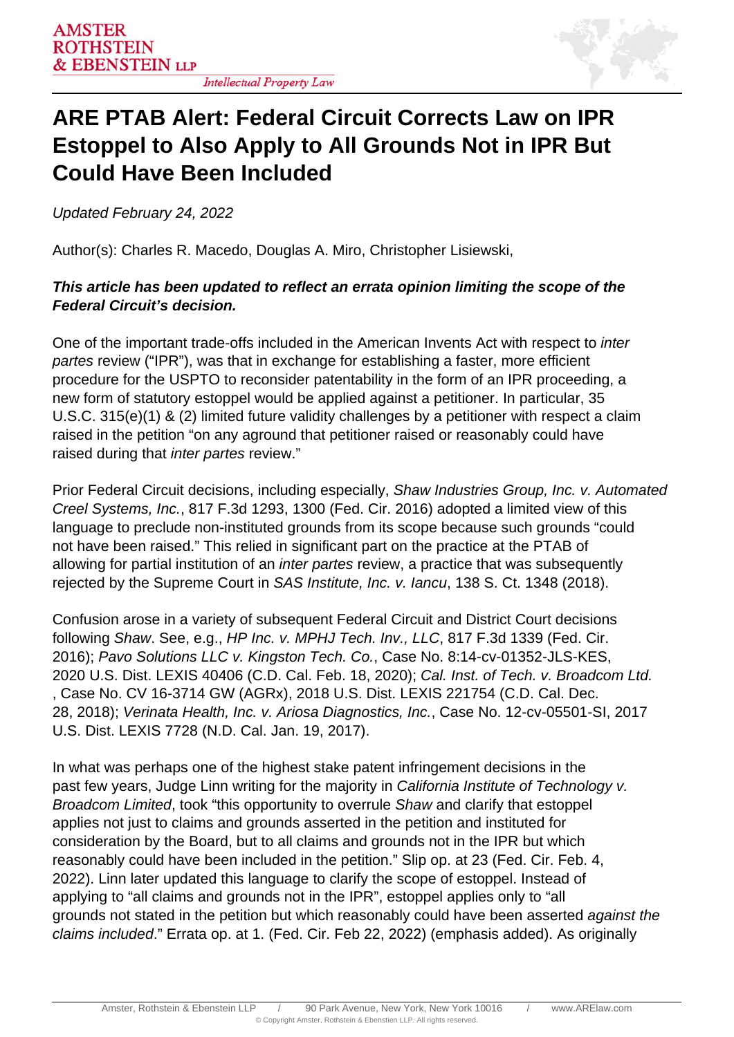# ARE PTAB Alert: Federal Circuit Corrects Law on IPR Estoppel to Also Apply to All Grounds Not in IPR But Could Have Been Included

*Updated February 24, 2022*

Author(s): Charles R. Macedo, Douglas A. Miro, Christopher Lisiewski,

***This article has been updated to reflect an errata opinion limiting the scope of the Federal Circuit's decision.***

One of the important trade-offs included in the American Invents Act with respect to *inter partes* review ("IPR"), was that in exchange for establishing a faster, more efficient procedure for the USPTO to reconsider patentability in the form of an IPR proceeding, a new form of statutory estoppel would be applied against a petitioner. In particular, 35 U.S.C. 315(e)(1) & (2) limited future validity challenges by a petitioner with respect a claim raised in the petition "on any aground that petitioner raised or reasonably could have raised during that *inter partes* review."

Prior Federal Circuit decisions, including especially, *Shaw Industries Group, Inc. v. Automated Creel Systems, Inc.*, 817 F.3d 1293, 1300 (Fed. Cir. 2016) adopted a limited view of this language to preclude non-instituted grounds from its scope because such grounds "could not have been raised." This relied in significant part on the practice at the PTAB of allowing for partial institution of an *inter partes* review, a practice that was subsequently rejected by the Supreme Court in *SAS Institute, Inc. v. Iancu*, 138 S. Ct. 1348 (2018).

Confusion arose in a variety of subsequent Federal Circuit and District Court decisions following *Shaw*. See, e.g., *HP Inc. v. MPHJ Tech. Inv., LLC*, 817 F.3d 1339 (Fed. Cir. 2016); *Pavo Solutions LLC v. Kingston Tech. Co.*, Case No. 8:14-cv-01352-JLS-KES, 2020 U.S. Dist. LEXIS 40406 (C.D. Cal. Feb. 18, 2020); *Cal. Inst. of Tech. v. Broadcom Ltd.*, Case No. CV 16-3714 GW (AGRx), 2018 U.S. Dist. LEXIS 221754 (C.D. Cal. Dec. 28, 2018); *Verinata Health, Inc. v. Ariosa Diagnostics, Inc.*, Case No. 12-cv-05501-SI, 2017 U.S. Dist. LEXIS 7728 (N.D. Cal. Jan. 19, 2017).

In what was perhaps one of the highest stake patent infringement decisions in the past few years, Judge Linn writing for the majority in *California Institute of Technology v. Broadcom Limited*, took "this opportunity to overrule *Shaw* and clarify that estoppel applies not just to claims and grounds asserted in the petition and instituted for consideration by the Board, but to all claims and grounds not in the IPR but which reasonably could have been included in the petition." Slip op. at 23 (Fed. Cir. Feb. 4, 2022). Linn later updated this language to clarify the scope of estoppel. Instead of applying to "all claims and grounds not in the IPR", estoppel applies only to "all grounds not stated in the petition but which reasonably could have been asserted *against the claims included*." Errata op. at 1. (Fed. Cir. Feb 22, 2022) (emphasis added). As originally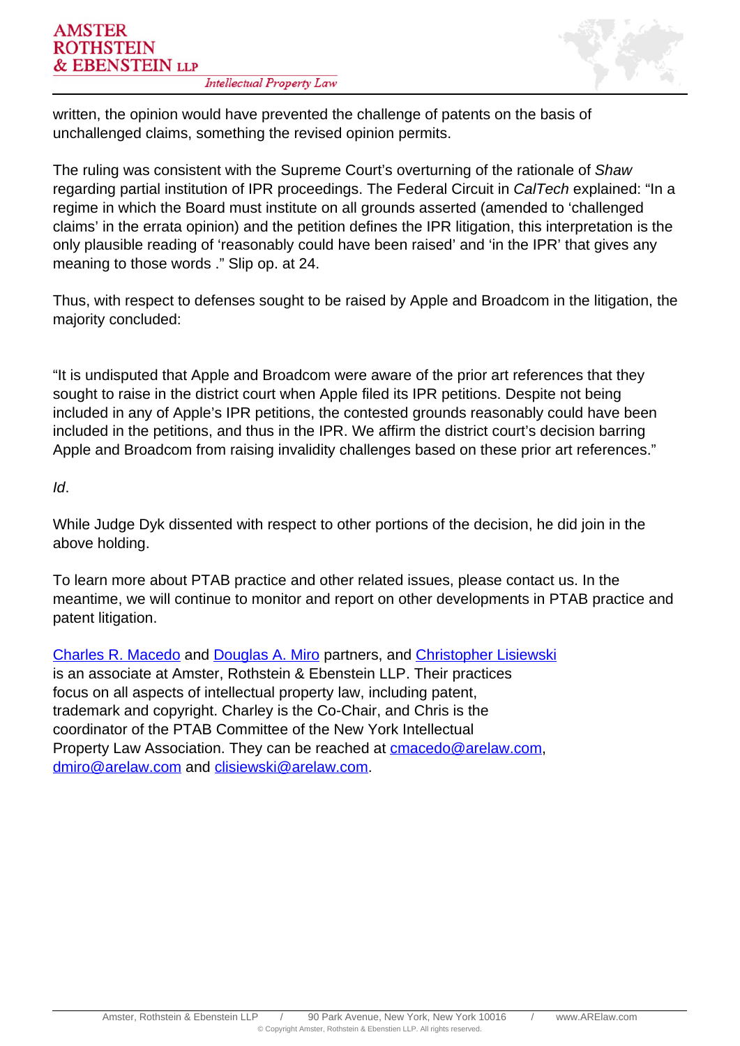written, the opinion would have prevented the challenge of patents on the basis of unchallenged claims, something the revised opinion permits.

The ruling was consistent with the Supreme Court's overturning of the rationale of *Shaw* regarding partial institution of IPR proceedings. The Federal Circuit in *CalTech* explained: "In a regime in which the Board must institute on all grounds asserted (amended to 'challenged claims' in the errata opinion) and the petition defines the IPR litigation, this interpretation is the only plausible reading of 'reasonably could have been raised' and 'in the IPR' that gives any meaning to those words ." Slip op. at 24.

Thus, with respect to defenses sought to be raised by Apple and Broadcom in the litigation, the majority concluded:

"It is undisputed that Apple and Broadcom were aware of the prior art references that they sought to raise in the district court when Apple filed its IPR petitions. Despite not being included in any of Apple's IPR petitions, the contested grounds reasonably could have been included in the petitions, and thus in the IPR. We affirm the district court's decision barring Apple and Broadcom from raising invalidity challenges based on these prior art references."

*Id*.

While Judge Dyk dissented with respect to other portions of the decision, he did join in the above holding.

To learn more about PTAB practice and other related issues, please contact us. In the meantime, we will continue to monitor and report on other developments in PTAB practice and patent litigation.

[Charles R. Macedo](#) and [Douglas A. Miro](#) partners, and [Christopher Lisiewski](#) is an associate at Amster, Rothstein & Ebenstein LLP. Their practices focus on all aspects of intellectual property law, including patent, trademark and copyright. Charley is the Co-Chair, and Chris is the coordinator of the PTAB Committee of the New York Intellectual Property Law Association. They can be reached at cmacedo@arelaw.com, dmiro@arelaw.com and clisiewski@arelaw.com.